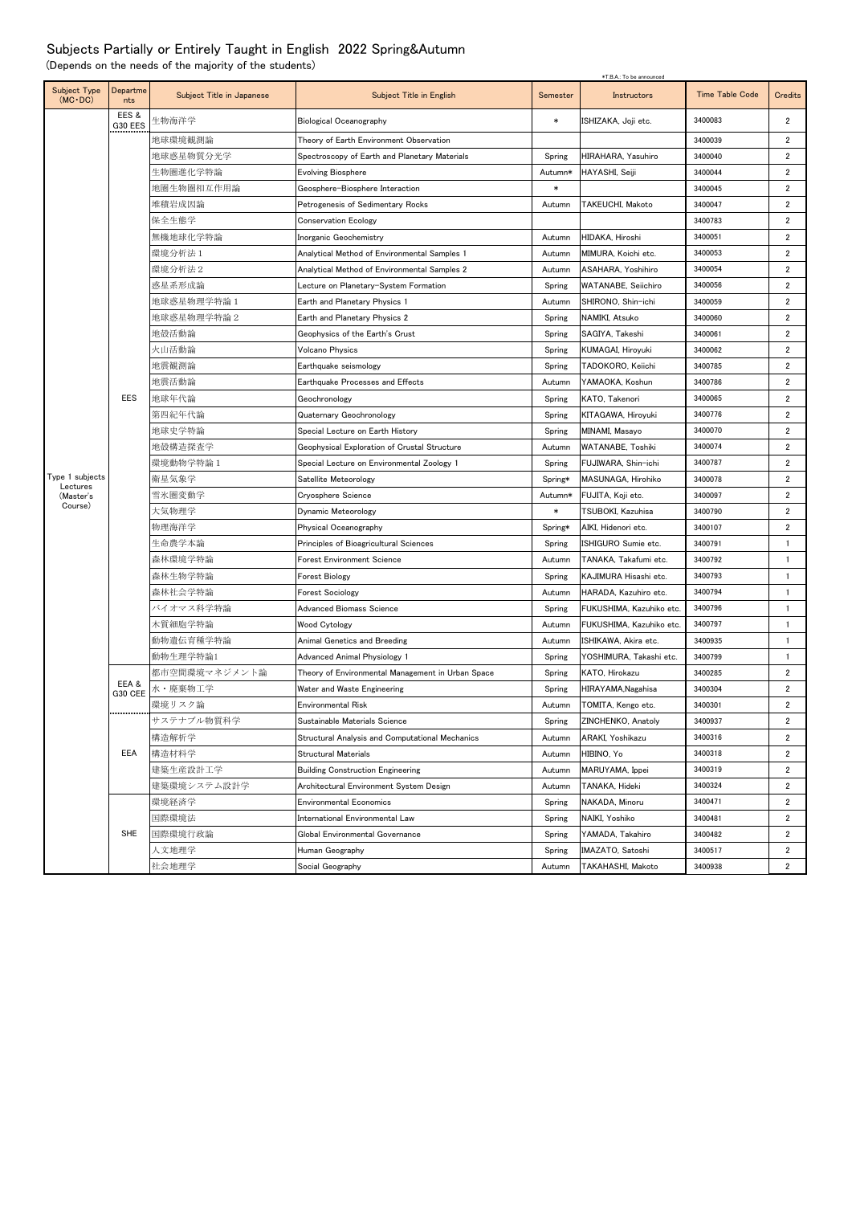# Subjects Partially or Entirely Taught in English 2022 Spring&Autumn

(Depends on the needs of the majority of the students)

*T.B.A.: To be announced

| Subject Type (MC・DC) | Departments | Subject Title in Japanese | Subject Title in English | Semester | Instructors | Time Table Code | Credits |
|---|---|---|---|---|---|---|---|
| Type 1 subjects Lectures (Master's Course) | EES & G30 EES | 生物海洋学 | Biological Oceanography | * | ISHIZAKA, Joji etc. | 3400083 | 2 |
| | EES | 地球環境観測論 | Theory of Earth Environment Observation | | | 3400039 | 2 |
| | | 地球惑星物質分光学 | Spectroscopy of Earth and Planetary Materials | Spring | HIRAHARA, Yasuhiro | 3400040 | 2 |
| | | 生物圏進化学特論 | Evolving Biosphere | Autumn* | HAYASHI, Seiji | 3400044 | 2 |
| | | 地圏生物圏相互作用論 | Geosphere-Biosphere Interaction | * | | 3400045 | 2 |
| | | 堆積岩成因論 | Petrogenesis of Sedimentary Rocks | Autumn | TAKEUCHI, Makoto | 3400047 | 2 |
| | | 保全生態学 | Conservation Ecology | | | 3400783 | 2 |
| | | 無機地球化学特論 | Inorganic Geochemistry | Autumn | HIDAKA, Hiroshi | 3400051 | 2 |
| | | 環境分析法１ | Analytical Method of Environmental Samples 1 | Autumn | MIMURA, Koichi etc. | 3400053 | 2 |
| | | 環境分析法２ | Analytical Method of Environmental Samples 2 | Autumn | ASAHARA, Yoshihiro | 3400054 | 2 |
| | | 惑星系形成論 | Lecture on Planetary-System Formation | Spring | WATANABE, Seiichiro | 3400056 | 2 |
| | | 地球惑星物理学特論１ | Earth and Planetary Physics 1 | Autumn | SHIRONO, Shin-ichi | 3400059 | 2 |
| | | 地球惑星物理学特論２ | Earth and Planetary Physics 2 | Spring | NAMIKI, Atsuko | 3400060 | 2 |
| | | 地殻活動論 | Geophysics of the Earth's Crust | Spring | SAGIYA, Takeshi | 3400061 | 2 |
| | | 火山活動論 | Volcano Physics | Spring | KUMAGAI, Hiroyuki | 3400062 | 2 |
| | | 地震観測論 | Earthquake seismology | Spring | TADOKORO, Keiichi | 3400785 | 2 |
| | | 地震活動論 | Earthquake Processes and Effects | Autumn | YAMAOKA, Koshun | 3400786 | 2 |
| | | 地球年代論 | Geochronology | Spring | KATO, Takenori | 3400065 | 2 |
| | | 第四紀年代論 | Quaternary Geochronology | Spring | KITAGAWA, Hiroyuki | 3400776 | 2 |
| | | 地球史学特論 | Special Lecture on Earth History | Spring | MINAMI, Masayo | 3400070 | 2 |
| | | 地殻構造探査学 | Geophysical Exploration of Crustal Structure | Autumn | WATANABE, Toshiki | 3400074 | 2 |
| | | 環境動物学特論１ | Special Lecture on Environmental Zoology 1 | Spring | FUJIWARA, Shin-ichi | 3400787 | 2 |
| | | 衛星気象学 | Satellite Meteorology | Spring* | MASUNAGA, Hirohiko | 3400078 | 2 |
| | | 雪氷圏変動学 | Cryosphere Science | Autumn* | FUJITA, Koji etc. | 3400097 | 2 |
| | | 大気物理学 | Dynamic Meteorology | * | TSUBOKI, Kazuhisa | 3400790 | 2 |
| | | 物理海洋学 | Physical Oceanography | Spring* | AIKI, Hidenori etc. | 3400107 | 2 |
| | | 生命農学本論 | Principles of Bioagricultural Sciences | Spring | ISHIGURO Sumie etc. | 3400791 | 1 |
| | | 森林環境学特論 | Forest Environment Science | Autumn | TANAKA, Takafumi etc. | 3400792 | 1 |
| | | 森林生物学特論 | Forest Biology | Spring | KAJIMURA Hisashi etc. | 3400793 | 1 |
| | | 森林社会学特論 | Forest Sociology | Autumn | HARADA, Kazuhiro etc. | 3400794 | 1 |
| | | バイオマス科学特論 | Advanced Biomass Science | Spring | FUKUSHIMA, Kazuhiko etc. | 3400796 | 1 |
| | | 木質細胞学特論 | Wood Cytology | Autumn | FUKUSHIMA, Kazuhiko etc. | 3400797 | 1 |
| | | 動物遺伝育種学特論 | Animal Genetics and Breeding | Autumn | ISHIKAWA, Akira etc. | 3400935 | 1 |
| | | 動物生理学特論1 | Advanced Animal Physiology 1 | Spring | YOSHIMURA, Takashi etc. | 3400799 | 1 |
| | EEA & G30 CEE | 都市空間環境マネジメント論 | Theory of Environmental Management in Urban Space | Spring | KATO, Hirokazu | 3400285 | 2 |
| | | 水・廃棄物工学 | Water and Waste Engineering | Spring | HIRAYAMA,Nagahisa | 3400304 | 2 |
| | | 環境リスク論 | Environmental Risk | Autumn | TOMITA, Kengo etc. | 3400301 | 2 |
| | EEA | サステナブル物質科学 | Sustainable Materials Science | Spring | ZINCHENKO, Anatoly | 3400937 | 2 |
| | | 構造解析学 | Structural Analysis and Computational Mechanics | Autumn | ARAKI, Yoshikazu | 3400316 | 2 |
| | | 構造材料学 | Structural Materials | Autumn | HIBINO, Yo | 3400318 | 2 |
| | | 建築生産設計工学 | Building Construction Engineering | Autumn | MARUYAMA, Ippei | 3400319 | 2 |
| | | 建築環境システム設計学 | Architectural Environment System Design | Autumn | TANAKA, Hideki | 3400324 | 2 |
| | SHE | 環境経済学 | Environmental Economics | Spring | NAKADA, Minoru | 3400471 | 2 |
| | | 国際環境法 | International Environmental Law | Spring | NAIKI, Yoshiko | 3400481 | 2 |
| | | 国際環境行政論 | Global Environmental Governance | Spring | YAMADA, Takahiro | 3400482 | 2 |
| | | 人文地理学 | Human Geography | Spring | IMAZATO, Satoshi | 3400517 | 2 |
| | | 社会地理学 | Social Geography | Autumn | TAKAHASHI, Makoto | 3400938 | 2 |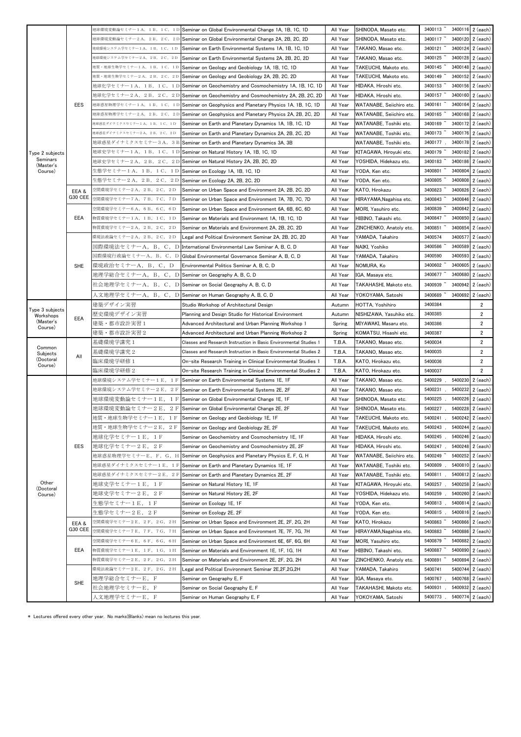| | | | | | | | |
|---|---|---|---|---|---|---|---|
| Type 2 subjects Seminars (Master's Course) | EES | 地球環境変動論セミナー1A, 1B, 1C, 1D | Seminar on Global Environmental Change 1A, 1B, 1C, 1D | All Year | SHINODA, Masato etc. | 3400113 ~ 3400116 | 2 (each) |
| | | 地球環境変動論セミナー2A, 2B, 2C, 2D | Seminar on Global Environmental Change 2A, 2B, 2C, 2D | All Year | SHINODA, Masato etc. | 3400117 ~ 3400120 | 2 (each) |
| | | 地球環境システム学セミナー1A, 1B, 1C, 1D | Seminar on Earth Environmental Systems 1A, 1B, 1C, 1D | All Year | TAKANO, Masao etc. | 3400121 ~ 3400124 | 2 (each) |
| | | 地球環境システム学セミナー2A, 2B, 2C, 2D | Seminar on Earth Environmental Systems 2A, 2B, 2C, 2D | All Year | TAKANO, Masao etc. | 3400125 ~ 3400128 | 2 (each) |
| | | 地質・地球生物学セミナー1A, 1B, 1C, 1D | Seminar on Geology and Geobiology 1A, 1B, 1C, 1D | All Year | TAKEUCHI, Makoto etc. | 3400145 ~ 3400148 | 2 (each) |
| | | 地質・地球生物学セミナー2A, 2B, 2C, 2D | Seminar on Geology and Geobiology 2A, 2B, 2C, 2D | All Year | TAKEUCHI, Makoto etc. | 3400149 ~ 3400152 | 2 (each) |
| | | 地球化学セミナー1A, 1B, 1C, 1D | Seminar on Geochemistry and Cosmochemistry 1A, 1B, 1C, 1D | All Year | HIDAKA, Hiroshi etc. | 3400153 ~ 3400156 | 2 (each) |
| | | 地球化学セミナー2A, 2B, 2C, 2D | Seminar on Geochemistry and Cosmochemistry 2A, 2B, 2C, 2D | All Year | HIDAKA, Hiroshi etc. | 3400157 ~ 3400160 | 2 (each) |
| | | 地球惑星物理学セミナー1A, 1B, 1C, 1D | Seminar on Geophysics and Planetary Physics 1A, 1B, 1C, 1D | All Year | WATANABE, Seiichiro etc. | 3400161 ~ 3400164 | 2 (each) |
| | | 地球惑星物理学セミナー2A, 2B, 2C, 2D | Seminar on Geophysics and Planetary Physics 2A, 2B, 2C, 2D | All Year | WATANABE, Seiichiro etc. | 3400165 ~ 3400168 | 2 (each) |
| | | 地球惑星ダイナミクスセミナー1A, 1B, 1C, 1D | Seminar on Earth and Planetary Dynamics 1A, 1B, 1C, 1D | All Year | WATANABE, Toshiki etc. | 3400169 ~ 3400172 | 2 (each) |
| | | 地球惑星ダイナミクスセミナー2A, 2B, 2C, 2D | Seminar on Earth and Planetary Dynamics 2A, 2B, 2C, 2D | All Year | WATANABE, Toshiki etc. | 3400173 ~ 3400176 | 2 (each) |
| | | 地球惑星ダイナミクスセミナー3A, 3B | Seminar on Earth and Planetary Dynamics 3A, 3B | | WATANABE, Toshiki etc. | 3400177 , 3400178 | 2 (each) |
| | | 地球史学セミナー1A, 1B, 1C, 1D | Seminar on Natural History 1A, 1B, 1C, 1D | All Year | KITAGAWA, Hiroyuki etc. | 3400179 ~ 3400182 | 2 (each) |
| | | 地球史学セミナー2A, 2B, 2C, 2D | Seminar on Natural History 2A, 2B, 2C, 2D | All Year | YOSHIDA, Hidekazu etc. | 3400183 ~ 3400186 | 2 (each) |
| | | 生態学セミナー1A, 1B, 1C, 1D | Seminar on Ecology 1A, 1B, 1C, 1D | All Year | YODA, Ken etc. | 3400801 ~ 3400804 | 2 (each) |
| | | 生態学セミナー2A, 2B, 2C, 2D | Seminar on Ecology 2A, 2B, 2C, 2D | All Year | YODA, Ken etc. | 3400805 ~ 3400808 | 2 (each) |
| | EEA & G30 CEE | 空間環境学セミナー2A, 2B, 2C, 2D | Seminar on Urban Space and Environment 2A, 2B, 2C, 2D | All Year | KATO, Hirokazu | 3400823 ~ 3400826 | 2 (each) |
| | | 空間環境学セミナー7A, 7B, 7C, 7D | Seminar on Urban Space and Environment 7A, 7B, 7C, 7D | All Year | HIRAYAMA,Nagahisa etc. | 3400843 ~ 3400846 | 2 (each) |
| | EEA | 空間環境学セミナー6A, 6B, 6C, 6D | Seminar on Urban Space and Environment 6A, 6B, 6C, 6D | All Year | MORI, Yasuhiro etc. | 3400839 ~ 3400842 | 2 (each) |
| | | 物質環境学セミナー1A, 1B, 1C, 1D | Seminar on Materials and Environment 1A, 1B, 1C, 1D | All Year | HIBINO, Takashi etc. | 3400847 ~ 3400850 | 2 (each) |
| | | 物質環境学セミナー2A, 2B, 2C, 2D | Seminar on Materials and Environment 2A, 2B, 2C, 2D | All Year | ZINCHENKO, Anatoly etc. | 3400851 ~ 3400854 | 2 (each) |
| | SHE | 環境法政論セミナー2A, 2B, 2C, 2D | Legal and Political Environment Seminar 2A, 2B, 2C, 2D | All Year | YAMADA, Takahiro | 3400574 3400577 | 2 (each) |
| | | 国際環境法セミナーA, B, C, D | International Environmental Law Seminar A, B, C, D | All Year | NAIKI, Yoshiko | 3400586 ~ 3400589 | 2 (each) |
| | | 国際環境行政論セミナーA, B, C, D | Global Environmental Governance Seminar A, B, C, D | All Year | YAMADA, Takahiro | 3400590 3400593 | 2 (each) |
| | | 環境政治セミナーA, B, C, D | Environmental Politics Seminar A, B, C, D | All Year | NOMURA, Ko | 3400602 ~ 3400605 | 2 (each) |
| | | 地理学総合セミナーA, B, C, D | Seminar on Geography A, B, C, D | All Year | IGA, Masaya etc. | 3400677 ~ 3400680 | 2 (each) |
| | | 社会地理学セミナーA, B, C, D | Seminar on Social Geography A, B, C, D | All Year | TAKAHASHI, Makoto etc. | 3400939 ~ 3400942 | 2 (each) |
| | | 人文地理学セミナーA, B, C, D | Seminar on Human Geography A, B, C, D | All Year | YOKOYAMA, Satoshi | 3400689 ~ 3400692 | 2 (each) |
| Type 3 subjects Workshops (Master's Course) | EEA | 建築デザイン実習 | Studio Workshop of Architectural Design | Autumn | HOTTA, Yoshihiro | 3400384 | 2 |
| | | 歴史環境デザイン実習 | Planning and Design Studio for Historical Environment | Autumn | NISHIZAWA, Yasuhiko etc. | 3400385 | 2 |
| | | 建築・都市設計実習1 | Advanced Architectural and Urban Planning Workshop 1 | Spring | MIYAWAKI, Masaru etc. | 3400386 | 2 |
| | | 建築・都市設計実習2 | Advanced Architectural and Urban Planning Workshop 2 | Spring | KOMATSU, Hisashi etc. | 3400387 | 2 |
| Common Subjects (Doctoral Course) | All | 基礎環境学講究1 | Classes and Research Instruction in Basic Environmental Studies 1 | T.B.A. | TAKANO, Masao etc. | 5400034 | 2 |
| | | 基礎環境学講究2 | Classes and Research Instruction in Basic Environmental Studies 2 | T.B.A. | TAKANO, Masao etc. | 5400035 | 2 |
| | | 臨床環境学研修1 | On-site Research Training in Clinical Environmental Studies 1 | T.B.A. | KATO, Hirokazu etc. | 5400036 | 2 |
| | | 臨床環境学研修2 | On-site Research Training in Clinical Environmental Studies 2 | T.B.A. | KATO, Hirokazu etc. | 5400037 | 2 |
| Other (Doctoral Course) | EES | 地球環境システム学セミナー1E, 1F | Seminar on Earth Environmental Systems 1E, 1F | All Year | TAKANO, Masao etc. | 5400229 , 5400230 | 2 (each) |
| | | 地球環境システム学セミナー2E, 2F | Seminar on Earth Environmental Systems 2E, 2F | All Year | TAKANO, Masao etc. | 5400231 , 5400232 | 2 (each) |
| | | 地球環境変動論セミナー1E, 1F | Seminar on Global Environmental Change 1E, 1F | All Year | SHINODA, Masato etc. | 5400225 , 5400226 | 2 (each) |
| | | 地球環境変動論セミナー2E, 2F | Seminar on Global Environmental Change 2E, 2F | All Year | SHINODA, Masato etc. | 5400227 , 5400228 | 2 (each) |
| | | 地質・地球生物学セミナー1E, 1F | Seminar on Geology and Geobiology 1E, 1F | All Year | TAKEUCHI, Makoto etc. | 5400241 , 5400242 | 2 (each) |
| | | 地質・地球生物学セミナー2E, 2F | Seminar on Geology and Geobiology 2E, 2F | All Year | TAKEUCHI, Makoto etc. | 5400243 , 5400244 | 2 (each) |
| | | 地球化学セミナー1E, 1F | Seminar on Geochemistry and Cosmochemistry 1E, 1F | All Year | HIDAKA, Hiroshi etc. | 5400245 , 5400246 | 2 (each) |
| | | 地球化学セミナー2E, 2F | Seminar on Geochemistry and Cosmochemistry 2E, 2F | All Year | HIDAKA, Hiroshi etc. | 5400247 , 5400248 | 2 (each) |
| | | 地球惑星物理学セミナーE, F, G, H | Seminar on Geophysics and Planetary Physics E, F, G, H | All Year | WATANABE, Seiichiro etc. | 5400249 ~ 5400252 | 2 (each) |
| | | 地球惑星ダイナミクスセミナー1E, 1F | Seminar on Earth and Planetary Dynamics 1E, 1F | All Year | WATANABE, Toshiki etc. | 5400809 , 5400810 | 2 (each) |
| | | 地球惑星ダイナミクスセミナー2E, 2F | Seminar on Earth and Planetary Dynamics 2E, 2F | All Year | WATANABE, Toshiki etc. | 5400811 , 5400812 | 2 (each) |
| | | 地球史学セミナー1E, 1F | Seminar on Natural History 1E, 1F | All Year | KITAGAWA, Hiroyuki etc. | 5400257 , 5400258 | 2 (each) |
| | | 地球史学セミナー2E, 2F | Seminar on Natural History 2E, 2F | All Year | YOSHIDA, Hidekazu etc. | 5400259 , 5400260 | 2 (each) |
| | | 生態学セミナー1E, 1F | Seminar on Ecology 1E, 1F | All Year | YODA, Ken etc. | 5400813 , 5400814 | 2 (each) |
| | | 生態学セミナー2E, 2F | Seminar on Ecology 2E, 2F | All Year | YODA, Ken etc. | 5400815 , 5400816 | 2 (each) |
| | EEA & G30 CEE | 空間環境学セミナー2E, 2F, 2G, 2H | Seminar on Urban Space and Environment 2E, 2F, 2G, 2H | All Year | KATO, Hirokazu | 5400863 ~ 5400866 | 2 (each) |
| | | 空間環境学セミナー7E, 7F, 7G, 7H | Seminar on Urban Space and Environment 7E, 7F, 7G, 7H | All Year | HIRAYAMA,Nagahisa etc. | 5400883 ~ 5400886 | 2 (each) |
| | EEA | 空間環境学セミナー6E, 6F, 6G, 6H | Seminar on Urban Space and Environment 6E, 6F, 6G, 6H | All Year | MORI, Yasuhiro etc. | 5400879 ~ 5400882 | 2 (each) |
| | | 物質環境学セミナー1E, 1F, 1G, 1H | Seminar on Materials and Environment 1E, 1F, 1G, 1H | All Year | HIBINO, Takashi etc. | 5400887 ~ 5400890 | 2 (each) |
| | | 物質環境学セミナー2E, 2F, 2G, 2H | Seminar on Materials and Environment 2E, 2F, 2G, 2H | All Year | ZINCHENKO, Anatoly etc. | 5400891 ~ 5400894 | 2 (each) |
| | SHE | 環境法政論セミナー2E, 2F, 2G, 2H | Legal and Political Environment Seminar 2E,2F,2G,2H | All Year | YAMADA, Takahiro | 5400741 5400744 | 2 (each) |
| | | 地理学総合セミナーE, F | Seminar on Geography E, F | All Year | IGA, Masaya etc. | 5400767 , 5400768 | 2 (each) |
| | | 社会地理学セミナーE, F | Seminar on Social Geography E, F | All Year | TAKAHASHI, Makoto etc. | 5400931 , 5400932 | 2 (each) |
| | | 人文地理学セミナーE, F | Seminar on Human Geography E, F | All Year | YOKOYAMA, Satoshi | 5400773 , 5400774 | 2 (each) |

＊ Lectures offered every other year. No marks(Blanks) mean no lectures this year.